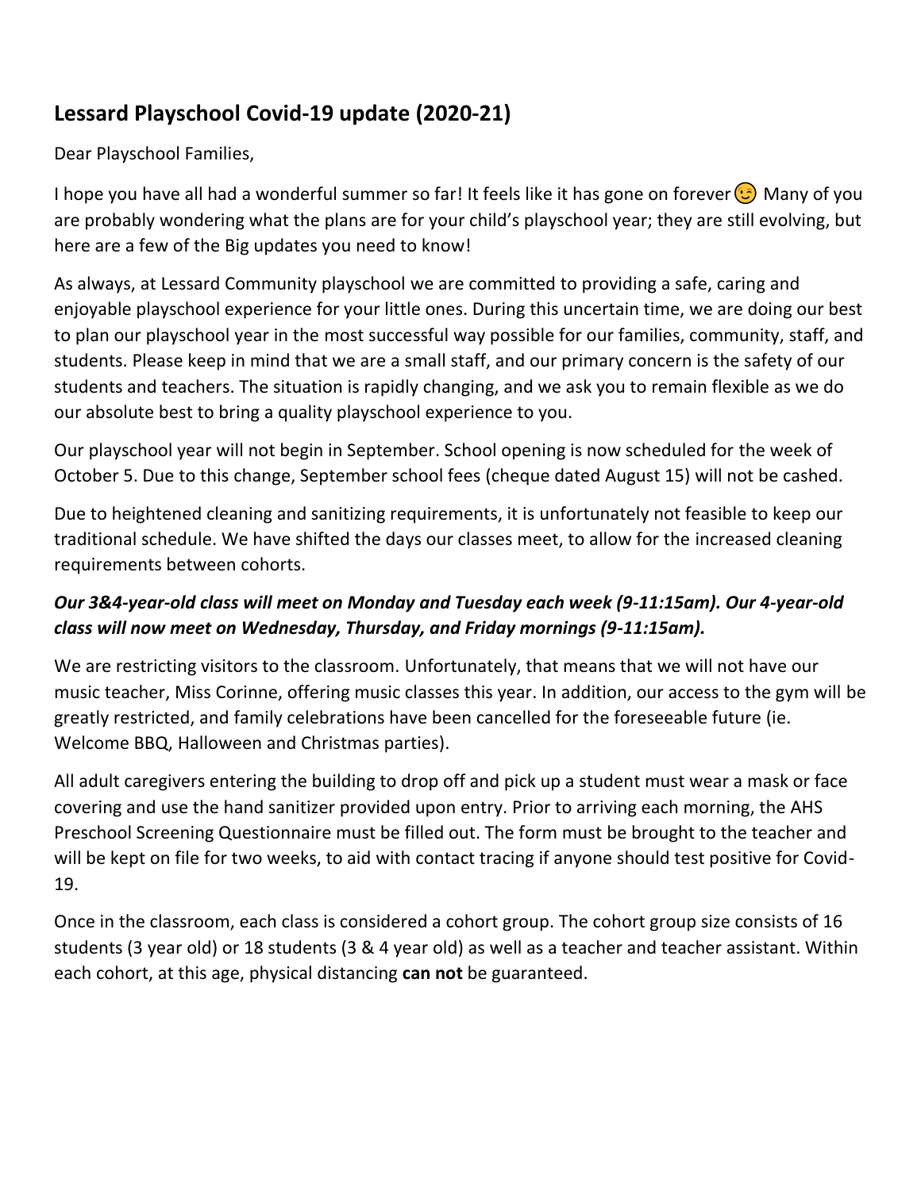## Lessard Playschool Covid-19 update (2020-21)

Dear Playschool Families,

I hope you have all had a wonderful summer so far! It feels like it has gone on forever 😉 Many of you are probably wondering what the plans are for your child's playschool year; they are still evolving, but here are a few of the Big updates you need to know!

As always, at Lessard Community playschool we are committed to providing a safe, caring and enjoyable playschool experience for your little ones. During this uncertain time, we are doing our best to plan our playschool year in the most successful way possible for our families, community, staff, and students. Please keep in mind that we are a small staff, and our primary concern is the safety of our students and teachers. The situation is rapidly changing, and we ask you to remain flexible as we do our absolute best to bring a quality playschool experience to you.

Our playschool year will not begin in September. School opening is now scheduled for the week of October 5. Due to this change, September school fees (cheque dated August 15) will not be cashed.

Due to heightened cleaning and sanitizing requirements, it is unfortunately not feasible to keep our traditional schedule. We have shifted the days our classes meet, to allow for the increased cleaning requirements between cohorts.

***Our 3&4-year-old class will meet on Monday and Tuesday each week (9-11:15am). Our 4-year-old class will now meet on Wednesday, Thursday, and Friday mornings (9-11:15am).***

We are restricting visitors to the classroom. Unfortunately, that means that we will not have our music teacher, Miss Corinne, offering music classes this year. In addition, our access to the gym will be greatly restricted, and family celebrations have been cancelled for the foreseeable future (ie. Welcome BBQ, Halloween and Christmas parties).

All adult caregivers entering the building to drop off and pick up a student must wear a mask or face covering and use the hand sanitizer provided upon entry. Prior to arriving each morning, the AHS Preschool Screening Questionnaire must be filled out. The form must be brought to the teacher and will be kept on file for two weeks, to aid with contact tracing if anyone should test positive for Covid-19.

Once in the classroom, each class is considered a cohort group. The cohort group size consists of 16 students (3 year old) or 18 students (3 & 4 year old) as well as a teacher and teacher assistant. Within each cohort, at this age, physical distancing **can not** be guaranteed.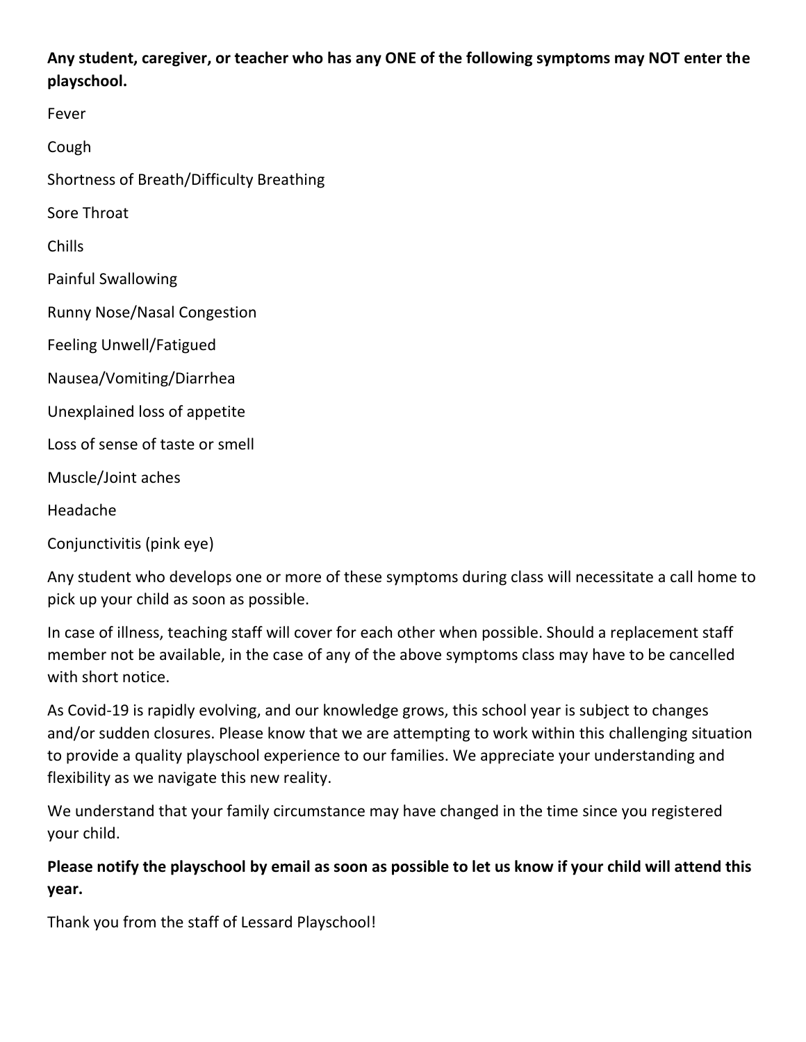**Any student, caregiver, or teacher who has any ONE of the following symptoms may NOT enter the playschool.**

Fever

Cough

Shortness of Breath/Difficulty Breathing

Sore Throat

Chills

Painful Swallowing

Runny Nose/Nasal Congestion

Feeling Unwell/Fatigued

Nausea/Vomiting/Diarrhea

Unexplained loss of appetite

Loss of sense of taste or smell

Muscle/Joint aches

Headache

Conjunctivitis (pink eye)

Any student who develops one or more of these symptoms during class will necessitate a call home to pick up your child as soon as possible.

In case of illness, teaching staff will cover for each other when possible. Should a replacement staff member not be available, in the case of any of the above symptoms class may have to be cancelled with short notice.

As Covid-19 is rapidly evolving, and our knowledge grows, this school year is subject to changes and/or sudden closures. Please know that we are attempting to work within this challenging situation to provide a quality playschool experience to our families. We appreciate your understanding and flexibility as we navigate this new reality.

We understand that your family circumstance may have changed in the time since you registered your child.

**Please notify the playschool by email as soon as possible to let us know if your child will attend this year.**

Thank you from the staff of Lessard Playschool!